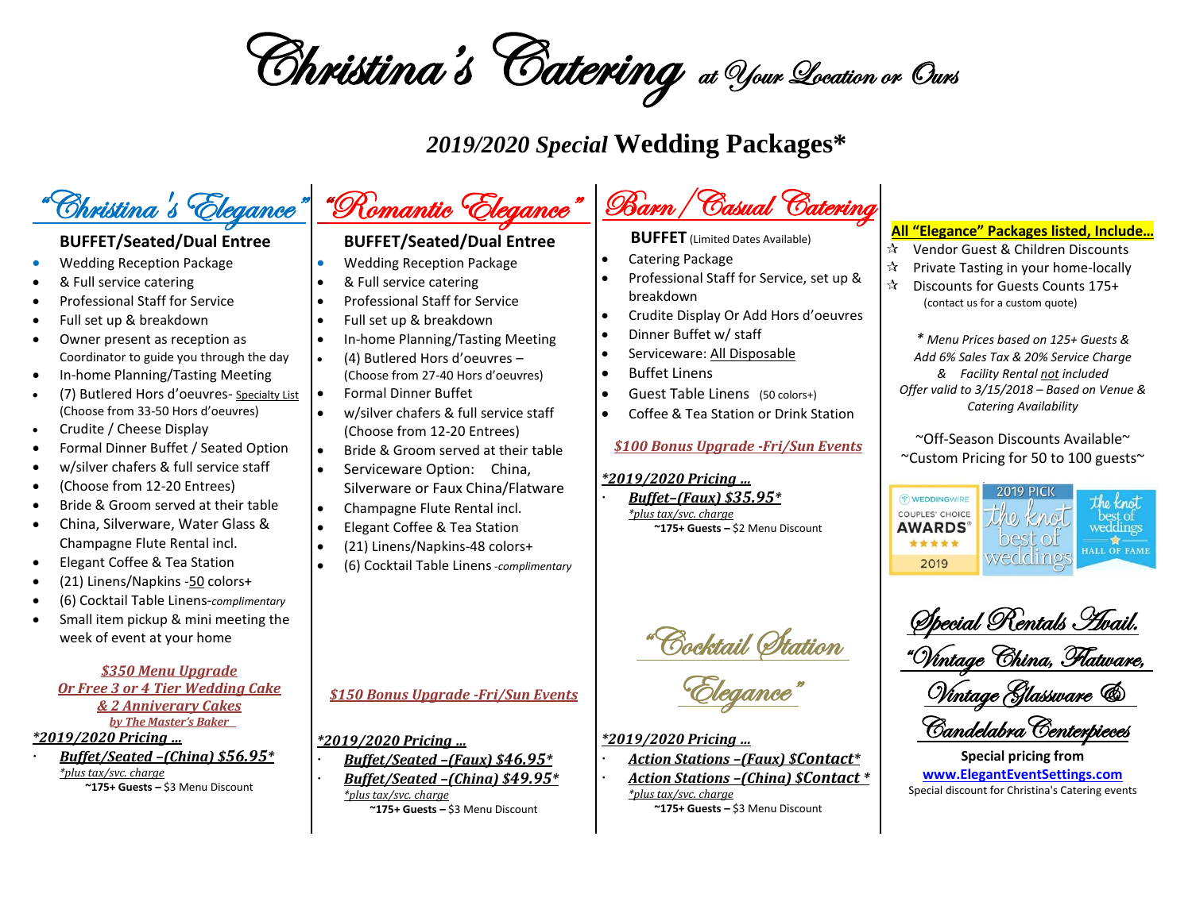# Christina's Catering *at Your Location or Ours*

## *2019/2020 Special* Wedding Packages*

## "Christina's Elegance"

**BUFFET/Seated/Dual Entree**

- Wedding Reception Package
- & Full service catering
- Professional Staff for Service
- Full set up & breakdown
- Owner present as reception as Coordinator to guide you through the day
- In-home Planning/Tasting Meeting
- (7) Butlered Hors d'oeuvres- Specialty List (Choose from 33-50 Hors d'oeuvres)
- Crudite / Cheese Display
- Formal Dinner Buffet / Seated Option
- w/silver chafers & full service staff
- (Choose from 12-20 Entrees)
- Bride & Groom served at their table
- China, Silverware, Water Glass & Champagne Flute Rental incl.
- Elegant Coffee & Tea Station
- (21) Linens/Napkins -50 colors+
- (6) Cocktail Table Linens-*complimentary*
- Small item pickup & mini meeting the week of event at your home

***$350 Menu Upgrade***
***Or Free 3 or 4 Tier Wedding Cake***
***& 2 Anniverary Cakes***
***by The Master's Baker***

***\*2019/2020 Pricing …***

- ***Buffet/Seated –(China) $56.95\****

*\*plus tax/svc. charge*
**~175+ Guests –** $3 Menu Discount

## "Romantic Elegance"

**BUFFET/Seated/Dual Entree**

- Wedding Reception Package
- & Full service catering
- Professional Staff for Service
- Full set up & breakdown
- In-home Planning/Tasting Meeting
- (4) Butlered Hors d'oeuvres – (Choose from 27-40 Hors d'oeuvres)
- Formal Dinner Buffet
- w/silver chafers & full service staff (Choose from 12-20 Entrees)
- Bride & Groom served at their table
- Serviceware Option: China, Silverware or Faux China/Flatware
- Champagne Flute Rental incl.
- Elegant Coffee & Tea Station
- (21) Linens/Napkins-48 colors+
- (6) Cocktail Table Linens -*complimentary*

***$150 Bonus Upgrade -Fri/Sun Events***

***\*2019/2020 Pricing …***

- ***Buffet/Seated –(Faux) $46.95\****
- ***Buffet/Seated –(China) $49.95\****

*\*plus tax/svc. charge*
**~175+ Guests –** $3 Menu Discount

## Barn / Casual Catering

**BUFFET** (Limited Dates Available)

- Catering Package
- Professional Staff for Service, set up & breakdown
- Crudite Display Or Add Hors d'oeuvres
- Dinner Buffet w/ staff
- Serviceware: All Disposable
- Buffet Linens
- Guest Table Linens (50 colors+)
- Coffee & Tea Station or Drink Station

***$100 Bonus Upgrade -Fri/Sun Events***

***\*2019/2020 Pricing …***

- ***Buffet–(Faux) $35.95\****

*\*plus tax/svc. charge*
**~175+ Guests –** $2 Menu Discount

## "Cocktail Station Elegance"

***\*2019/2020 Pricing …***

- ***Action Stations –(Faux) $Contact\****
- ***Action Stations –(China) $Contact \****

*\*plus tax/svc. charge*
**~175+ Guests –** $3 Menu Discount

**All "Elegance" Packages listed, Include…**

- ☆ Vendor Guest & Children Discounts
- ☆ Private Tasting in your home-locally
- ☆ Discounts for Guests Counts 175+ (contact us for a custom quote)

*\* Menu Prices based on 125+ Guests & Add 6% Sales Tax & 20% Service Charge & Facility Rental not included Offer valid to 3/15/2018 – Based on Venue & Catering Availability*

~Off-Season Discounts Available~
~Custom Pricing for 50 to 100 guests~

WeddingWire Couples' Choice Awards 2019 | 2019 Pick the knot best of weddings | the knot best of weddings Hall of Fame

## Special Rentals Avail.

## "Vintage China, Flatware, Vintage Glassware & Candelabra Centerpieces

**Special pricing from**
**www.ElegantEventSettings.com**
Special discount for Christina's Catering events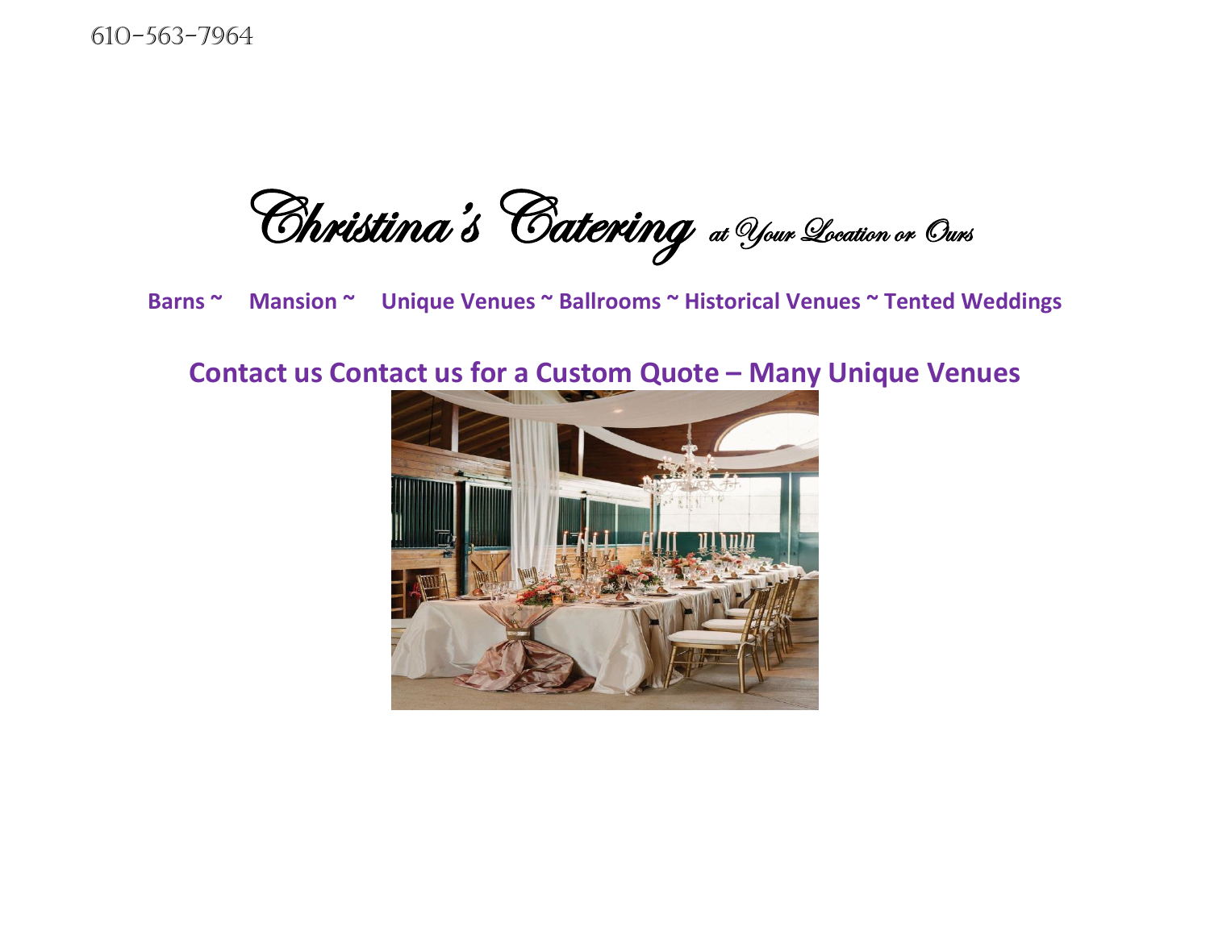610-563-7964

# Christina's Catering *at Your Location or Ours*

**Barns ~ Mansion ~ Unique Venues ~ Ballrooms ~ Historical Venues ~ Tented Weddings**

## Contact us Contact us for a Custom Quote – Many Unique Venues